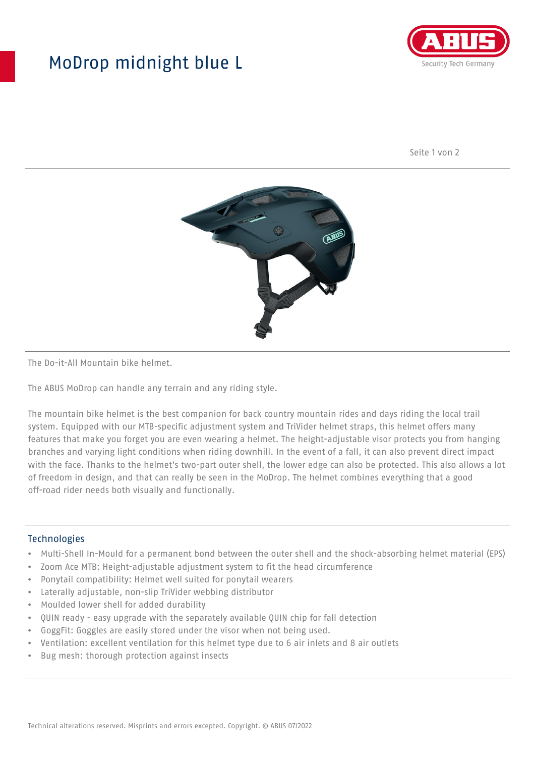# ModDrop midnight blue L

The Do-it-All Mountain bike helmet.

The ABUS MoDrop can handle any terrain and any riding style.

The mountain bike helmet is the best companion for back country mountain rides and days riding the local trail system. Equipped with our MTB-specific adjustment system and TriVider helmet straps, this helmet offers many features that make you forget you are even wearing a helmet. The height-adjustable visor protects you from hanging branches and varying light conditions when riding downhill. In the event of a fall, it can also prevent direct impact with the face. Thanks to the helmet's two-part outer shell, the lower edge can also be protected. This also allows a lot of freedom in design, and that can really be seen in the MoDrop. The helmet combines everything that a good off-road rider needs both visually and functionally.

## Technologies

- Multi-Shell In-Mould for a permanent bond between the outer shell and the shock-absorbing helmet material (EPS)
- Zoom Ace MTB: Height-adjustable adjustment system to fit the head circumference
- Ponytail compatibility: Helmet well suited for ponytail wearers
- Laterally adjustable, non-slip TriVider webbing distributor
- Moulded lower shell for added durability
- QUIN ready - easy upgrade with the separately available QUIN chip for fall detection
- GoggFit: Goggles are easily stored under the visor when not being used.
- Ventilation: excellent ventilation for this helmet type due to 6 air inlets and 8 air outlets
- Bug mesh: thorough protection against insects

Technical alterations reserved. Misprints and errors excepted. Copyright. © ABUS 07/2022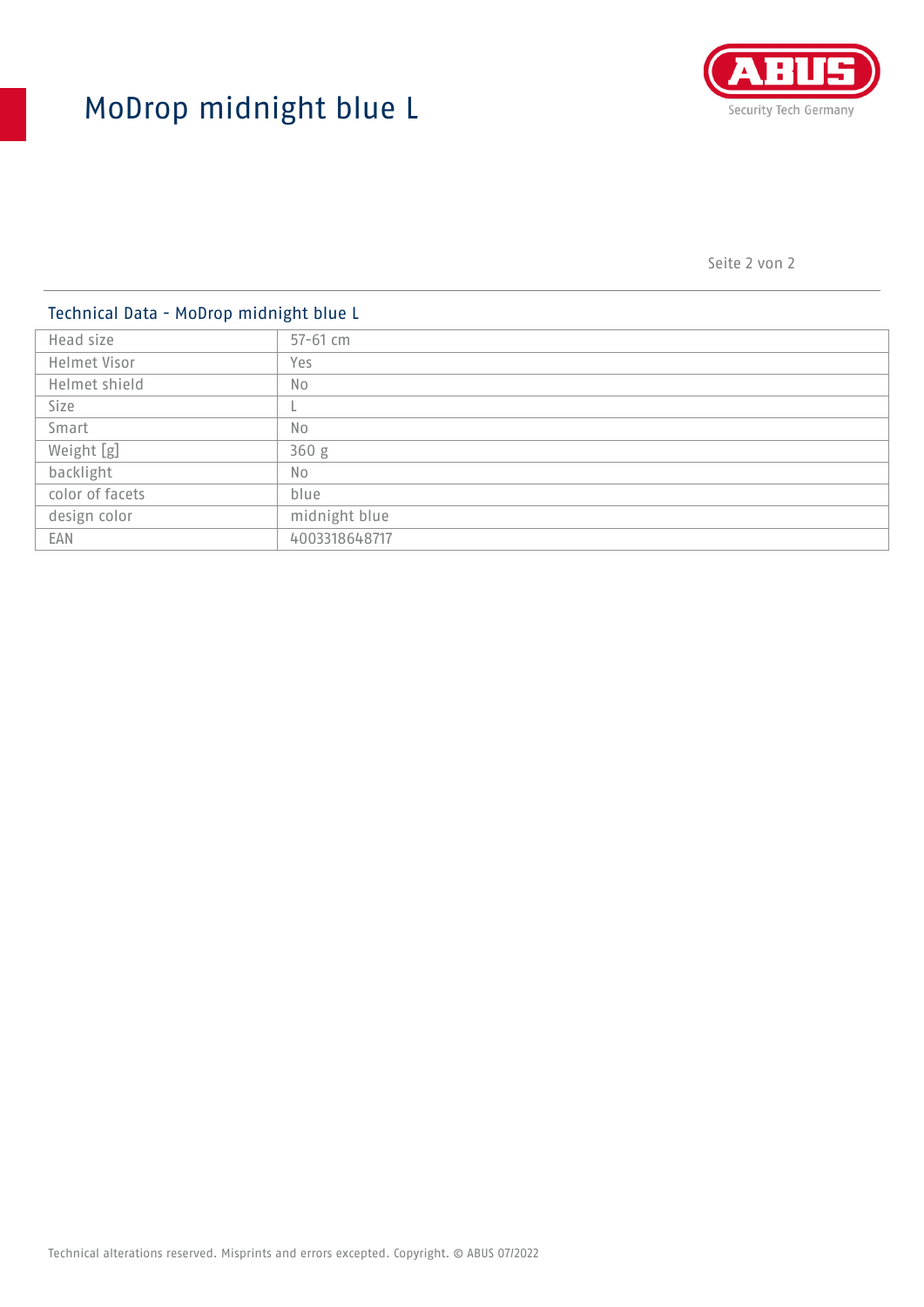# MoDrop midnight blue L

## Technical Data - MoDrop midnight blue L

| | |
|---|---|
| Head size | 57-61 cm |
| Helmet Visor | Yes |
| Helmet shield | No |
| Size | L |
| Smart | No |
| Weight [g] | 360 g |
| backlight | No |
| color of facets | blue |
| design color | midnight blue |
| EAN | 4003318648717 |

Technical alterations reserved. Misprints and errors excepted. Copyright. © ABUS 07/2022